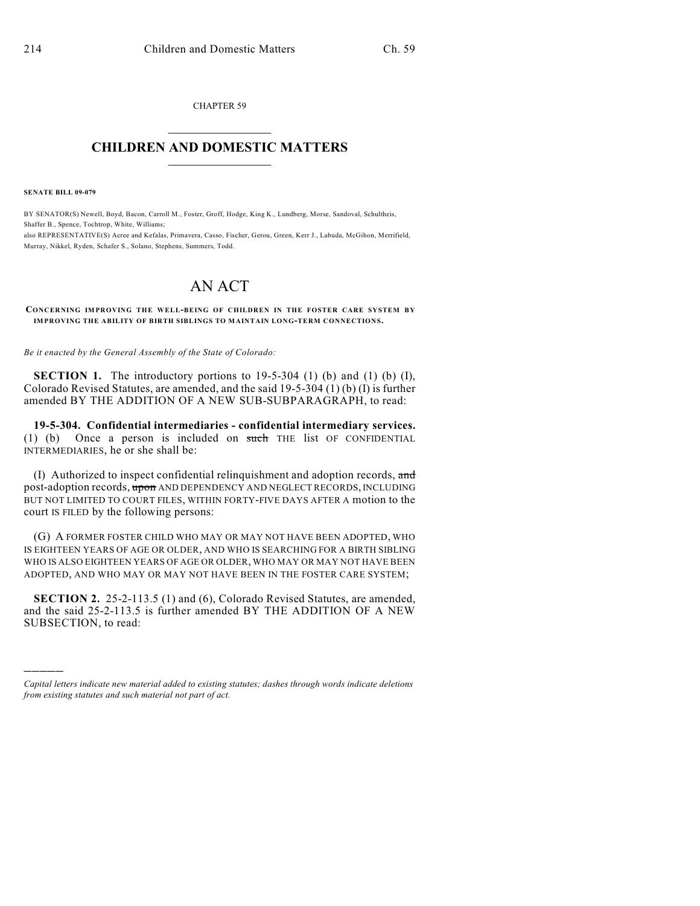CHAPTER 59

# CHILDREN AND DOMESTIC MATTERS

**SENATE BILL 09-079**

BY SENATOR(S) Newell, Boyd, Bacon, Carroll M., Foster, Groff, Hodge, King K., Lundberg, Morse, Sandoval, Schultheis, Shaffer B., Spence, Tochtrop, White, Williams;
also REPRESENTATIVE(S) Acree and Kefalas, Primavera, Casso, Fischer, Gerou, Green, Kerr J., Labuda, McGihon, Merrifield, Murray, Nikkel, Ryden, Schafer S., Solano, Stephens, Summers, Todd.

# AN ACT

**CONCERNING IMPROVING THE WELL-BEING OF CHILDREN IN THE FOSTER CARE SYSTEM BY IMPROVING THE ABILITY OF BIRTH SIBLINGS TO MAINTAIN LONG-TERM CONNECTIONS.**

*Be it enacted by the General Assembly of the State of Colorado:*

**SECTION 1.** The introductory portions to 19-5-304 (1) (b) and (1) (b) (I), Colorado Revised Statutes, are amended, and the said 19-5-304 (1) (b) (I) is further amended BY THE ADDITION OF A NEW SUB-SUBPARAGRAPH, to read:

**19-5-304. Confidential intermediaries - confidential intermediary services.** (1) (b) Once a person is included on ~~such~~ THE list OF CONFIDENTIAL INTERMEDIARIES, he or she shall be:

(I) Authorized to inspect confidential relinquishment and adoption records, ~~and~~ post-adoption records, ~~upon~~ AND DEPENDENCY AND NEGLECT RECORDS, INCLUDING BUT NOT LIMITED TO COURT FILES, WITHIN FORTY-FIVE DAYS AFTER A motion to the court IS FILED by the following persons:

(G) A FORMER FOSTER CHILD WHO MAY OR MAY NOT HAVE BEEN ADOPTED, WHO IS EIGHTEEN YEARS OF AGE OR OLDER, AND WHO IS SEARCHING FOR A BIRTH SIBLING WHO IS ALSO EIGHTEEN YEARS OF AGE OR OLDER, WHO MAY OR MAY NOT HAVE BEEN ADOPTED, AND WHO MAY OR MAY NOT HAVE BEEN IN THE FOSTER CARE SYSTEM;

**SECTION 2.** 25-2-113.5 (1) and (6), Colorado Revised Statutes, are amended, and the said 25-2-113.5 is further amended BY THE ADDITION OF A NEW SUBSECTION, to read:

---

*Capital letters indicate new material added to existing statutes; dashes through words indicate deletions from existing statutes and such material not part of act.*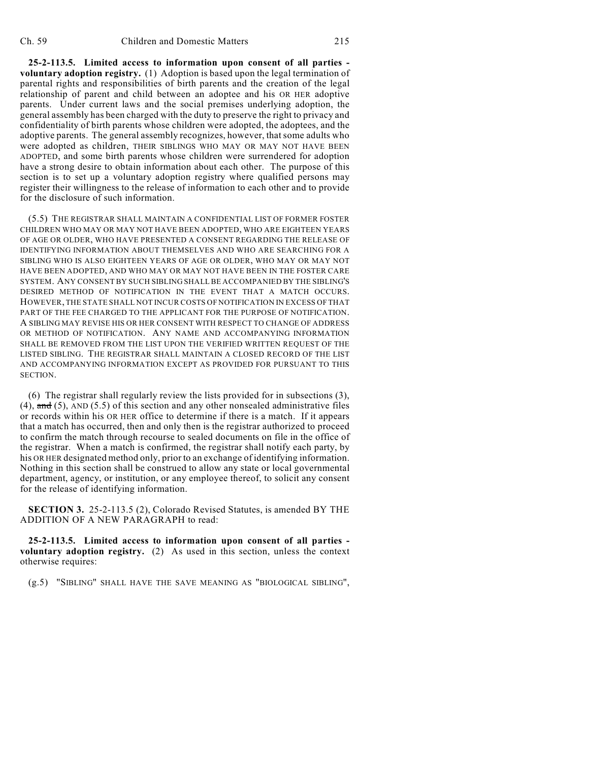**25-2-113.5. Limited access to information upon consent of all parties - voluntary adoption registry.** (1) Adoption is based upon the legal termination of parental rights and responsibilities of birth parents and the creation of the legal relationship of parent and child between an adoptee and his OR HER adoptive parents. Under current laws and the social premises underlying adoption, the general assembly has been charged with the duty to preserve the right to privacy and confidentiality of birth parents whose children were adopted, the adoptees, and the adoptive parents. The general assembly recognizes, however, that some adults who were adopted as children, THEIR SIBLINGS WHO MAY OR MAY NOT HAVE BEEN ADOPTED, and some birth parents whose children were surrendered for adoption have a strong desire to obtain information about each other. The purpose of this section is to set up a voluntary adoption registry where qualified persons may register their willingness to the release of information to each other and to provide for the disclosure of such information.

(5.5) THE REGISTRAR SHALL MAINTAIN A CONFIDENTIAL LIST OF FORMER FOSTER CHILDREN WHO MAY OR MAY NOT HAVE BEEN ADOPTED, WHO ARE EIGHTEEN YEARS OF AGE OR OLDER, WHO HAVE PRESENTED A CONSENT REGARDING THE RELEASE OF IDENTIFYING INFORMATION ABOUT THEMSELVES AND WHO ARE SEARCHING FOR A SIBLING WHO IS ALSO EIGHTEEN YEARS OF AGE OR OLDER, WHO MAY OR MAY NOT HAVE BEEN ADOPTED, AND WHO MAY OR MAY NOT HAVE BEEN IN THE FOSTER CARE SYSTEM. ANY CONSENT BY SUCH SIBLING SHALL BE ACCOMPANIED BY THE SIBLING'S DESIRED METHOD OF NOTIFICATION IN THE EVENT THAT A MATCH OCCURS. HOWEVER, THE STATE SHALL NOT INCUR COSTS OF NOTIFICATION IN EXCESS OF THAT PART OF THE FEE CHARGED TO THE APPLICANT FOR THE PURPOSE OF NOTIFICATION. A SIBLING MAY REVISE HIS OR HER CONSENT WITH RESPECT TO CHANGE OF ADDRESS OR METHOD OF NOTIFICATION. ANY NAME AND ACCOMPANYING INFORMATION SHALL BE REMOVED FROM THE LIST UPON THE VERIFIED WRITTEN REQUEST OF THE LISTED SIBLING. THE REGISTRAR SHALL MAINTAIN A CLOSED RECORD OF THE LIST AND ACCOMPANYING INFORMATION EXCEPT AS PROVIDED FOR PURSUANT TO THIS SECTION.

(6) The registrar shall regularly review the lists provided for in subsections (3), (4), ~~and~~ (5), AND (5.5) of this section and any other nonsealed administrative files or records within his OR HER office to determine if there is a match. If it appears that a match has occurred, then and only then is the registrar authorized to proceed to confirm the match through recourse to sealed documents on file in the office of the registrar. When a match is confirmed, the registrar shall notify each party, by his OR HER designated method only, prior to an exchange of identifying information. Nothing in this section shall be construed to allow any state or local governmental department, agency, or institution, or any employee thereof, to solicit any consent for the release of identifying information.

**SECTION 3.** 25-2-113.5 (2), Colorado Revised Statutes, is amended BY THE ADDITION OF A NEW PARAGRAPH to read:

**25-2-113.5. Limited access to information upon consent of all parties - voluntary adoption registry.** (2) As used in this section, unless the context otherwise requires:

(g.5) "SIBLING" SHALL HAVE THE SAVE MEANING AS "BIOLOGICAL SIBLING",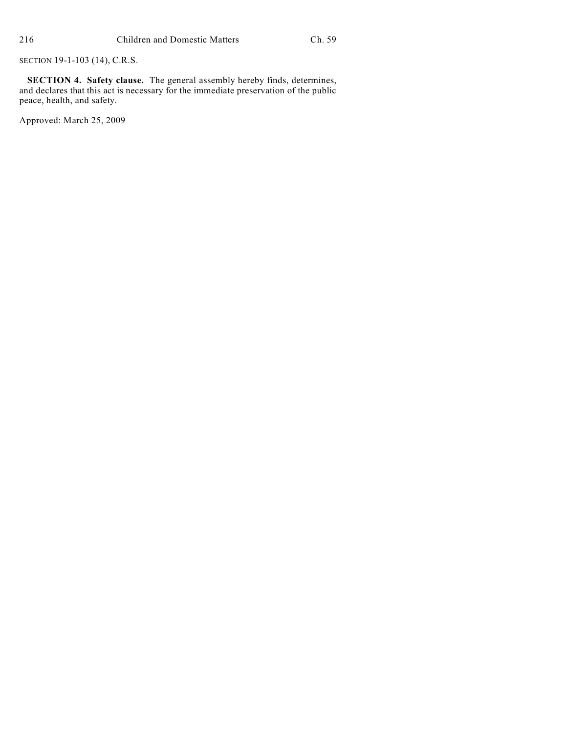SECTION 19-1-103 (14), C.R.S.

**SECTION 4. Safety clause.** The general assembly hereby finds, determines, and declares that this act is necessary for the immediate preservation of the public peace, health, and safety.

Approved: March 25, 2009